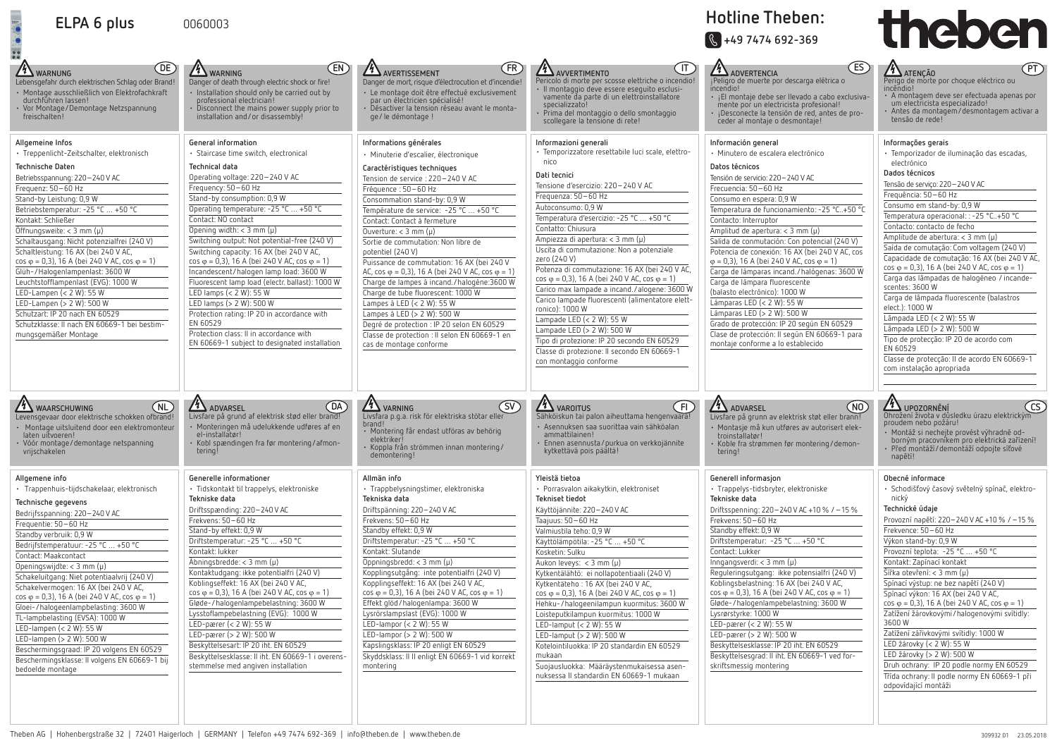# ELPA 6 plus

0060003

Hotline Theben:
+49 7474 692-369

theben

## DE

**WARNUNG**
Lebensgefahr durch elektrischen Schlag oder Brand!
- Montage ausschließlich von Elektrofachkraft durchführen lassen!
- Vor Montage/Demontage Netzspannung freischalten!

### Allgemeine Infos
- Treppenlicht-Zeitschalter, elektronisch

### Technische Daten
Betriebsspannung: 220 – 240 V AC
Frequenz: 50 – 60 Hz
Stand-by Leistung: 0,9 W
Betriebstemperatur: -25 °C … +50 °C
Kontakt: Schließer
Öffnungsweite: < 3 mm (μ)
Schaltausgang: Nicht potenzialfrei (240 V)
Schaltleistung: 16 AX (bei 240 V AC, cos φ = 0,3), 16 A (bei 240 V AC, cos φ = 1)
Glüh-/Halogenlampenlast: 3600 W
Leuchtstofflampenlast (EVG): 1000 W
LED-Lampen (< 2 W): 55 W
LED-Lampen (> 2 W): 500 W
Schutzart: IP 20 nach EN 60529
Schutzklasse: II nach EN 60669-1 bei bestimmungsgemäßer Montage

## EN

**WARNING**
Danger of death through electric shock or fire!
- Installation should only be carried out by professional electrician!
- Disconnect the mains power supply prior to installation and/or disassembly!

### General information
- Staircase time switch, electronical

### Technical data
Operating voltage: 220 – 240 V AC
Frequency: 50 – 60 Hz
Stand-by consumption: 0,9 W
Operating temperature: -25 °C … +50 °C
Contact: NO contact
Opening width: < 3 mm (μ)
Switching output: Not potential-free (240 V)
Switching capacity: 16 AX (bei 240 V AC, cos φ = 0,3), 16 A (bei 240 V AC, cos φ = 1)
Incandescent/halogen lamp load: 3600 W
Fluorescent lamp load (electr. ballast): 1000 W
LED lamps (< 2 W): 55 W
LED lamps (> 2 W): 500 W
Protection rating: IP 20 in accordance with EN 60529
Protection class: II in accordance with EN 60669-1 subject to designated installation

## FR

**AVERTISSEMENT**
Danger de mort, risque d'électrocution et d'incendie!
- Le montage doit être effectué exclusivement par un électricien spécialisé!
- Désactiver la tension réseau avant le montage/le démontage !

### Informations générales
- Minuterie d'escalier, électronique

### Caractéristiques techniques
Tension de service : 220 – 240 V AC
Fréquence : 50 – 60 Hz
Consommation stand-by: 0,9 W
Température de service: -25 °C … +50 °C
Contact: Contact à fermeture
Ouverture: < 3 mm (μ)
Sortie de commutation: Non libre de potentiel (240 V)
Puissance de commutation: 16 AX (bei 240 V AC, cos φ = 0,3), 16 A (bei 240 V AC, cos φ = 1)
Charge de lampes à incand./halogène:3600 W
Charge de tube fluorescent: 1000 W
Lampes à LED (< 2 W): 55 W
Lampes à LED (> 2 W): 500 W
Degré de protection : IP 20 selon EN 60529
Classe de protection : II selon EN 60669-1 en cas de montage conforme

## IT

**AVVERTIMENTO**
Pericolo di morte per scosse elettriche o incendio!
- Il montaggio deve essere eseguito esclusivamente da parte di un elettroinstallatore specializzato!
- Prima del montaggio o dello smontaggio scollegare la tensione di rete!

### Informazioni generali
- Temporizzatore resettabile luci scale, elettronico

### Dati tecnici
Tensione d'esercizio: 220 – 240 V AC
Frequenza: 50 – 60 Hz
Autoconsumo: 0,9 W
Temperatura d'esercizio: -25 °C … +50 °C
Contatto: Chiusura
Ampiezza di apertura: < 3 mm (μ)
Uscita di commutazione: Non a potenziale zero (240 V)
Potenza di commutazione: 16 AX (bei 240 V AC, cos φ = 0,3), 16 A (bei 240 V AC, cos φ = 1)
Carico max lampade a incand./alogene: 3600 W
Carico lampade fluorescenti (alimentatore elettronico): 1000 W
Lampade LED (< 2 W): 55 W
Lampade LED (> 2 W): 500 W
Tipo di protezione: IP 20 secondo EN 60529
Classe di protezione: II secondo EN 60669-1 con montaggio conforme

## ES

**ADVERTENCIA**
¡Peligro de muerte por descarga eléctrica o incendio!
- ¡El montaje debe ser llevado a cabo exclusivamente por un electricista profesional!
- ¡Desconecte la tensión de red, antes de proceder al montaje o desmontaje!

### Información general
- Minutero de escalera electrónico

### Datos técnicos
Tensión de servicio: 220 – 240 V AC
Frecuencia: 50 – 60 Hz
Consumo en espera: 0,9 W
Temperatura de funcionamiento: -25 °C...+50 °C
Contacto: Interruptor
Amplitud de apertura: < 3 mm (μ)
Salida de conmutación: Con potencial (240 V)
Potencia de conexión: 16 AX (bei 240 V AC, cos φ = 0,3), 16 A (bei 240 V AC, cos φ = 1)
Carga de lámparas incand./halógenas: 3600 W
Carga de lámpara fluorescente (balasto electrónico): 1000 W
Lámparas LED (< 2 W): 55 W
Lámparas LED (> 2 W): 500 W
Grado de protección: IP 20 según EN 60529
Clase de protección: II según EN 60669-1 para montaje conforme a lo establecido

## PT

**ATENÇÃO**
Perigo de morte por choque eléctrico ou incêndio!
- A montagem deve ser efectuada apenas por um electricista especializado!
- Antes da montagem/desmontagem activar a tensão de rede!

### Informações gerais
- Temporizador de iluminação das escadas, electrónico

### Dados técnicos
Tensão de serviço: 220 – 240 V AC
Frequência: 50 – 60 Hz
Consumo em stand-by: 0,9 W
Temperatura operacional: : -25 °C...+50 °C
Contacto: contacto de fecho
Amplitude de abertura: < 3 mm (μ)
Saída de comutação: Com voltagem (240 V)
Capacidade de comutação: 16 AX (bei 240 V AC, cos φ = 0,3), 16 A (bei 240 V AC, cos φ = 1)
Carga das lâmpadas de halogéneo / incandescentes: 3600 W
Carga de lâmpada fluorescente (balastros elect.): 1000 W
Lâmpada LED (< 2 W): 55 W
Lâmpada LED (> 2 W): 500 W
Tipo de protecção: IP 20 de acordo com EN 60529
Classe de protecção: II de acordo EN 60669-1 com instalação apropriada

## NL

**WAARSCHUWING**
Levensgevaar door elektrische schokken of brand!
- Montage uitsluitend door een elektromonteur laten uitvoeren!
- Vóór montage/demontage netspanning vrijschakelen

### Allgemene info
- Trappenhuis-tijdschakelaar, elektronisch

### Technische gegevens
Bedrijfsspanning: 220 – 240 V AC
Frequentie: 50 – 60 Hz
Standby verbruik: 0,9 W
Bedrijfstemperatuur: -25 °C … +50 °C
Contact: Maakcontact
Openingswijdte: < 3 mm (μ)
Schakeluitgang: Niet potentiaalvrij (240 V)
Schakelvermogen: 16 AX (bei 240 V AC, cos φ = 0,3), 16 A (bei 240 V AC, cos φ = 1)
Gloei-/halogeenlampbelasting: 3600 W
TL-lampbelasting (EVSA): 1000 W
LED-lampen (< 2 W): 55 W
LED-lampen (> 2 W): 500 W
Beschermingsgraad: IP 20 volgens EN 60529
Beschermingsklasse: II volgens EN 60669-1 bij bedoelde montage

## DA

**ADVARSEL**
Livsfare på grund af elektrisk stød eller brand!
- Monteringen må udelukkende udføres af en el-installatør!
- Kobl spændingen fra før montering/afmontering!

### Generelle informationer
- Tidskontakt til trappelys, elektroniske

### Tekniske data
Driftsspænding: 220 – 240 V AC
Frekvens: 50 – 60 Hz
Stand-by effekt: 0,9 W
Driftstemperatur: -25 °C … +50 °C
Kontakt: lukker
Åbningsbredde: < 3 mm (μ)
Kontaktudgang: ikke potentialfri (240 V)
Koblingseffekt: 16 AX (bei 240 V AC, cos φ = 0,3), 16 A (bei 240 V AC, cos φ = 1)
Gløde-/halogenlampebelastning: 3600 W
Lysstoflampebelastning (EVG): 1000 W
LED-pærer (< 2 W): 55 W
LED-pærer (> 2 W): 500 W
Beskyttelsesart: IP 20 iht. EN 60529
Beskyttelsesklasse: II iht. EN 60669-1 i overensstemmelse med angiven installation

## SV

**VARNING**
Livsfara p.g.a. risk för elektriska stötar eller brand!
- Montering får endast utföras av behörig elektriker!
- Koppla från strömmen innan montering/demontering!

### Allmän info
- Trappbelysningstimer, elektroniska

### Tekniska data
Driftspänning: 220 – 240 V AC
Frekvens: 50 – 60 Hz
Standby effekt: 0,9 W
Driftstemperatur: -25 °C … +50 °C
Kontakt: Slutande
Öppningsbredd: < 3 mm (μ)
Kopplingsutgång: inte potentialfri (240 V)
Kopplingseffekt: 16 AX (bei 240 V AC, cos φ = 0,3), 16 A (bei 240 V AC, cos φ = 1)
Effekt glöd/halogenlampa: 3600 W
Lysrörslampslast (EVG): 1000 W
LED-lampor (< 2 W): 55 W
LED-lampor (> 2 W): 500 W
Kapslingsklass: IP 20 enligt EN 60529
Skyddsklass: II enligt EN 60669-1 vid korrekt montering

## FI

**VAROITUS**
Sähköiskun tai palon aiheuttama hengenvaara!
- Asennuksen saa suorittaa vain sähköalan ammattilainen!
- Ennen asennusta/purkua on verkkojännite kytkettävä pois päältä!

### Yleistä tietoa
- Porrasvalon aikakytkin, elektroniset

### Tekniset tiedot
Käyttöjännite: 220 – 240 V AC
Taajuus: 50 – 60 Hz
Valmiustila teho: 0,9 W
Käyttölämpötila: -25 °C … +50 °C
Kosketin: Sulku
Aukon leveys: < 3 mm (μ)
Kytkentälähtö: ei nollapotentiaali (240 V)
Kytkentäteho : 16 AX (bei 240 V AC, cos φ = 0,3), 16 A (bei 240 V AC, cos φ = 1)
Hehku-/halogeenilampun kuormitus: 3600 W
Loisteputkilampun kuormitus: 1000 W
LED-lamput (< 2 W): 55 W
LED-lamput (> 2 W): 500 W
Kotelointiluokka: IP 20 standardin EN 60529 mukaan
Suojausluokka: Määräystenmukaisessa asennuksessa II standardin EN 60669-1 mukaan

## NO

**ADVARSEL**
Livsfare på grunn av elektrisk støt eller brann!
- Montasje må kun utføres av autorisert elektroinstallatør!
- Koble fra strømmen før montering/demontering!

### Generell informasjon
- Trappelys-tidsbryter, elektroniske

### Tekniske data
Driftsspenning: 220 – 240 V AC +10 % / – 15 %
Frekvens: 50 – 60 Hz
Standby effekt: 0,9 W
Driftstemperatur: -25 °C … +50 °C
Contact: Lukker
Inngangsverdi: < 3 mm (μ)
Reguleringsutgang: ikke potensialfri (240 V)
Koblingsbelastning: 16 AX (bei 240 V AC, cos φ = 0,3), 16 A (bei 240 V AC, cos φ = 1)
Gløde-/halogenlampebelastning: 3600 W
Lysrørstyrke: 1000 W
LED-pærer (< 2 W): 55 W
LED-pærer (> 2 W): 500 W
Beskyttelsesklasse: IP 20 iht. EN 60529
Beskyttelsesgrad: II iht. EN 60669-1 ved forskriftsmessig montering

## CS

**UPOZORNĚNÍ**
Ohrožení života v důsledku úrazu elektrickým proudem nebo požáru!
- Montáž si nechejte provést výhradně odborným pracovníkem pro elektrická zařízení!
- Před montáží/demontáží odpojte síťové napětí!

### Obecné informace
- Schodišťový časový světelný spínač, elektronický

### Technické údaje
Provozní napětí: 220 – 240 V AC +10 % / – 15 %
Frekvence: 50 – 60 Hz
Výkon stand-by: 0,9 W
Provozní teplota: -25 °C … +50 °C
Kontakt: Zapínací kontakt
Šířka otevření: < 3 mm (μ)
Spínací výstup: ne bez napětí (240 V)
Spínací výkon: 16 AX (bei 240 V AC, cos φ = 0,3), 16 A (bei 240 V AC, cos φ = 1)
Zatížení žárovkovými/halogenovými svítidly: 3600 W
Zatížení zářivkovými svítidly: 1000 W
LED žárovky (< 2 W): 55 W
LED žárovky (> 2 W): 500 W
Druh ochrany: IP 20 podle normy EN 60529
Třída ochrany: II podle normy EN 60669-1 při odpovídající montáži

Theben AG | Hohenbergstraße 32 | 72401 Haigerloch | GERMANY | Telefon +49 7474 692-369 | info@theben.de | www.theben.de

309932 01 23.05.2018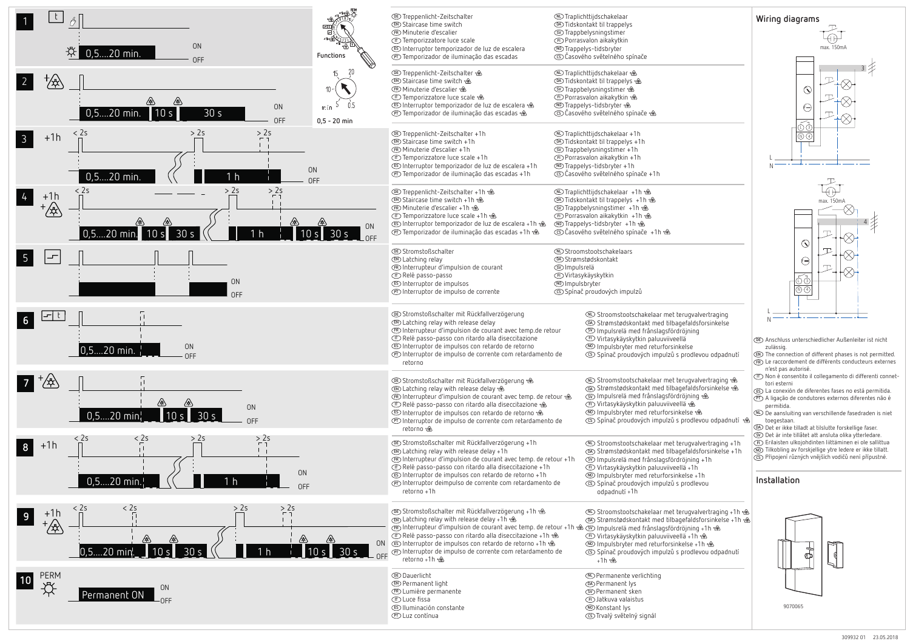1

t

0,5....20 min.

ON

OFF

Functions

DE Treppenlicht-Zeitschalter
EN Staircase time switch
FR Minuterie d'escalier
IT Temporizzatore luce scale
ES Interruptor temporizador de luz de escalera
PT Temporizador de iluminação das escadas

NL Traplichttijdschakelaar
DA Tidskontakt til trappelys
SV Trappbelysningstimer
FI Porrasvalon aikakytkin
NO Trappelys-tidsbryter
CS Časového světelného spínače

2

0,5....20 min. 10 s 30 s

ON

OFF

0,5 - 20 min

DE Treppenlicht-Zeitschalter
EN Staircase time switch
FR Minuterie d'escalier
IT Temporizzatore luce scale
ES Interruptor temporizador de luz de escalera
PT Temporizador de iluminação das escadas

NL Traplichttijdschakelaar
DA Tidskontakt til trappelys
SV Trappbelysningstimer
FI Porrasvalon aikakytkin
NO Trappelys-tidsbryter
CS Časového světelného spínače

3 +1h

< 2s > 2s > 2s

0,5....20 min. 1 h

ON

OFF

DE Treppenlicht-Zeitschalter +1h
EN Staircase time switch +1h
FR Minuterie d'escalier +1h
IT Temporizzatore luce scale +1h
ES Interruptor temporizador de luz de escalera +1h
PT Temporizador de iluminação das escadas +1h

NL Traplichttijdschakelaar +1h
DA Tidskontakt til trappelys +1h
SV Trappbelysningstimer +1h
FI Porrasvalon aikakytkin +1h
NO Trappelys-tidsbryter +1h
CS Časového světelného spínače +1h

4 +1h

< 2s > 2s > 2s

0,5....20 min. 10 s 30 s 1 h 10 s 30 s

ON

OFF

DE Treppenlicht-Zeitschalter +1h
EN Staircase time switch +1h
FR Minuterie d'escalier +1h
IT Temporizzatore luce scale +1h
ES Interruptor temporizador de luz de escalera +1h
PT Temporizador de iluminação das escadas +1h

NL Traplichttijdschakelaar +1h
DA Tidskontakt til trappelys +1h
SV Trappbelysningstimer +1h
FI Porrasvalon aikakytkin +1h
NO Trappelys-tidsbryter +1h
CS Časového světelného spínače +1h

5

ON

OFF

DE Stromstoßschalter
EN Latching relay
FR Interrupteur d'impulsion de courant
IT Relè passo-passo
ES Interruptor de impulsos
PT Interruptor de impulso de corrente

NL Stroomstootschakelaars
DA Strømstødskontakt
SV Impulsrelä
FI Virtasykäyskytkin
NO Impulsbryter
CS Spínač proudových impulzů

6

t

0,5....20 min.

ON

OFF

DE Stromstoßschalter mit Rückfallverzögerung
EN Latching relay with release delay
FR Interrupteur d'impulsion de courant avec temp.de retour
IT Relè passo-passo con ritardo alla diseccitazione
ES Interruptor de impulsos con retardo de retorno
PT Interruptor de impulso de corrente com retardamento de retorno

NL Stroomstootschakelaar met terugvalvertraging
DA Strømstødskontakt med tilbagefaldsforsinkelse
SV Impulsrelä med frånslagsfördröjning
FI Virtasykäyskytkin paluuviiveellä
NO Impulsbryter med returforsinkelse
CS Spínač proudových impulzů s prodlevou odpadnutí

7

0,5....20 min 10 s 30 s

ON

OFF

DE Stromstoßschalter mit Rückfallverzögerung
EN Latching relay with release delay
FR Interrupteur d'impulsion de courant avec temp. de retour
IT Relè passo-passo con ritardo alla diseccitazione
ES Interruptor de impulsos con retardo de retorno
PT Interruptor de impulso de corrente com retardamento de retorno

NL Stroomstootschakelaar met terugvalvertraging
DA Strømstødskontakt med tilbagefaldsforsinkelse
SV Impulsrelä med frånslagsfördröjning
FI Virtasykäyskytkin paluuviiveellä
NO Impulsbryter med returforsinkelse
CS Spínač proudových impulzů s prodlevou odpadnutí

8 +1h

< 2s < 2s > 2s > 2s

0,5....20 min. 1 h

ON

OFF

DE Stromstoßschalter mit Rückfallverzögerung +1h
EN Latching relay with release delay +1h
FR Interrupteur d'impulsion de courant avec temp. de retour +1h
IT Relè passo-passo con ritardo alla diseccitazione +1h
ES Interruptor de impulsos con retardo de retorno +1h
PT Interruptor deimpulso de corrente com retardamento de retorno +1h

NL Stroomstootschakelaar met terugvalvertraging +1h
DA Strømstødskontakt med tilbagefaldsforsinkelse +1h
SV Impulsrelä med frånslagsfördröjning +1h
FI Virtasykäyskytkin paluuviiveellä +1h
NO Impulsbryter med returforsinkelse +1h
CS Spínač proudových impulzů s prodlevou odpadnutí +1h

9 +1h

< 2s < 2s > 2s > 2s

0,5....20 min 10 s 30 s 1 h 10 s 30 s

ON

OFF

DE Stromstoßschalter mit Rückfallverzögerung +1h
EN Latching relay with release delay +1h
FR Interrupteur d'impulsion de courant avec temp. de retour +1h
IT Relè passo-passo con ritardo alla diseccitazione +1h
ES Interruptor de impulsos con retardo de retorno +1h
PT Interruptor de impulso de corrente com retardamento de retorno +1h

NL Stroomstootschakelaar met terugvalvertraging +1h
DA Strømstødskontakt med tilbagefaldsforsinkelse +1h
SV Impulsrelä med frånslagsfördröjning +1h
FI Virtasykäyskytkin paluuviiveellä +1h
NO Impulsbryter med returforsinkelse +1h
CS Spínač proudových impulzů s prodlevou odpadnutí +1h

10 PERM

Permanent ON

ON

OFF

DE Dauerlicht
EN Permanent light
FR Lumière permanente
IT Luce fissa
ES Iluminación constante
PT Luz contínua

NL Permanente verlichting
DA Permanent lys
SV Permanent sken
FI Jatkuva valaistus
NO Konstant lys
CS Trvalý světelný signál

## Wiring diagrams

max. 150mA

3

L

N

max. 150mA

4

L

N

DE Anschluss unterschiedlicher Außenleiter ist nicht zulässig.
EN The connection of different phases is not permitted.
FR Le raccordement de différents conducteurs externes n'est pas autorisé.
IT Non è consentito il collegamento di differenti connettori esterni
ES La conexión de diferentes fases no está permitida.
PT A ligação de condutores externos diferentes não é permitida.
NL De aansluiting van verschillende fasedraden is niet toegestaan.
DA Det er ikke tilladt at tilslutte forskellige faser.
SV Det är inte tillåtet att ansluta olika ytterledare.
FI Erilaisten ulkojohdinten liittäminen ei ole sallittua
NO Tilkobling av forskjellige ytre ledere er ikke tillatt.
CS Připojení různých vnějších vodičů není přípustné.

## Installation

9070065

309932 01 23.05.2018